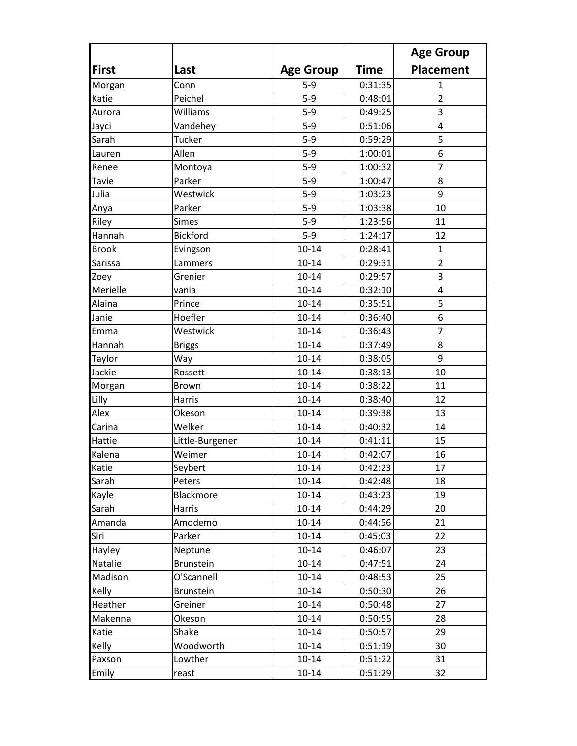| First | Last | Age Group | Time | Age Group Placement |
|---|---|---|---|---|
| Morgan | Conn | 5-9 | 0:31:35 | 1 |
| Katie | Peichel | 5-9 | 0:48:01 | 2 |
| Aurora | Williams | 5-9 | 0:49:25 | 3 |
| Jayci | Vandehey | 5-9 | 0:51:06 | 4 |
| Sarah | Tucker | 5-9 | 0:59:29 | 5 |
| Lauren | Allen | 5-9 | 1:00:01 | 6 |
| Renee | Montoya | 5-9 | 1:00:32 | 7 |
| Tavie | Parker | 5-9 | 1:00:47 | 8 |
| Julia | Westwick | 5-9 | 1:03:23 | 9 |
| Anya | Parker | 5-9 | 1:03:38 | 10 |
| Riley | Simes | 5-9 | 1:23:56 | 11 |
| Hannah | Bickford | 5-9 | 1:24:17 | 12 |
| Brook | Evingson | 10-14 | 0:28:41 | 1 |
| Sarissa | Lammers | 10-14 | 0:29:31 | 2 |
| Zoey | Grenier | 10-14 | 0:29:57 | 3 |
| Merielle | vania | 10-14 | 0:32:10 | 4 |
| Alaina | Prince | 10-14 | 0:35:51 | 5 |
| Janie | Hoefler | 10-14 | 0:36:40 | 6 |
| Emma | Westwick | 10-14 | 0:36:43 | 7 |
| Hannah | Briggs | 10-14 | 0:37:49 | 8 |
| Taylor | Way | 10-14 | 0:38:05 | 9 |
| Jackie | Rossett | 10-14 | 0:38:13 | 10 |
| Morgan | Brown | 10-14 | 0:38:22 | 11 |
| Lilly | Harris | 10-14 | 0:38:40 | 12 |
| Alex | Okeson | 10-14 | 0:39:38 | 13 |
| Carina | Welker | 10-14 | 0:40:32 | 14 |
| Hattie | Little-Burgener | 10-14 | 0:41:11 | 15 |
| Kalena | Weimer | 10-14 | 0:42:07 | 16 |
| Katie | Seybert | 10-14 | 0:42:23 | 17 |
| Sarah | Peters | 10-14 | 0:42:48 | 18 |
| Kayle | Blackmore | 10-14 | 0:43:23 | 19 |
| Sarah | Harris | 10-14 | 0:44:29 | 20 |
| Amanda | Amodemo | 10-14 | 0:44:56 | 21 |
| Siri | Parker | 10-14 | 0:45:03 | 22 |
| Hayley | Neptune | 10-14 | 0:46:07 | 23 |
| Natalie | Brunstein | 10-14 | 0:47:51 | 24 |
| Madison | O'Scannell | 10-14 | 0:48:53 | 25 |
| Kelly | Brunstein | 10-14 | 0:50:30 | 26 |
| Heather | Greiner | 10-14 | 0:50:48 | 27 |
| Makenna | Okeson | 10-14 | 0:50:55 | 28 |
| Katie | Shake | 10-14 | 0:50:57 | 29 |
| Kelly | Woodworth | 10-14 | 0:51:19 | 30 |
| Paxson | Lowther | 10-14 | 0:51:22 | 31 |
| Emily | reast | 10-14 | 0:51:29 | 32 |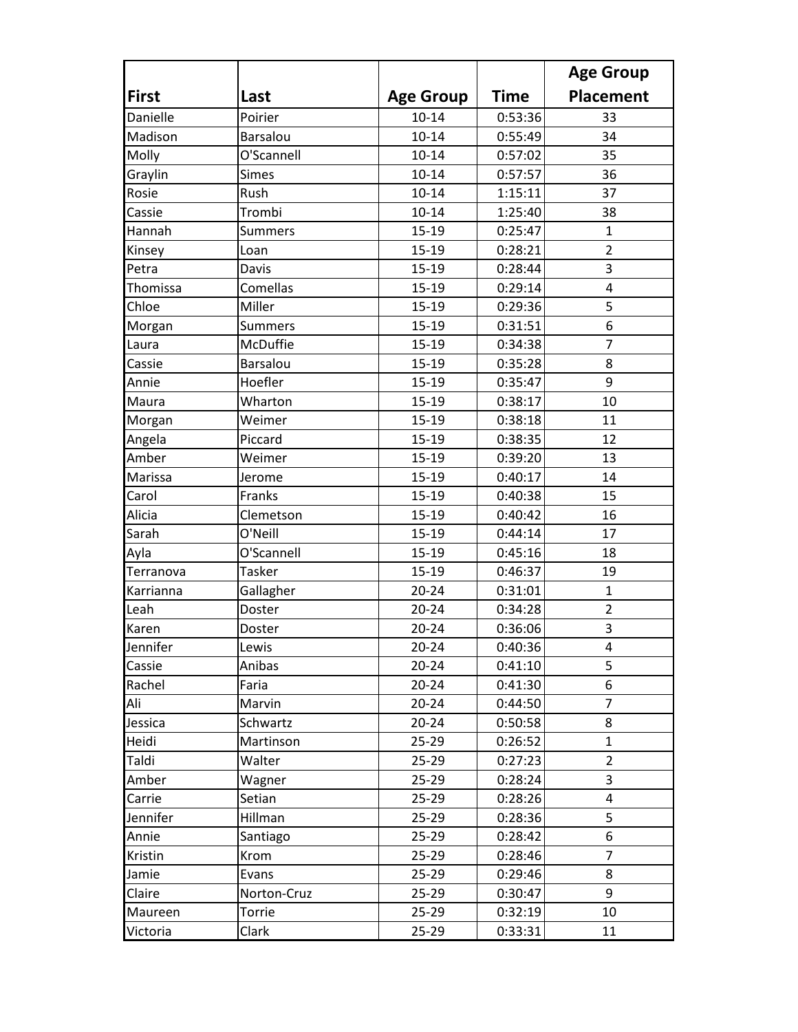| First | Last | Age Group | Time | Age Group Placement |
|---|---|---|---|---|
| Danielle | Poirier | 10-14 | 0:53:36 | 33 |
| Madison | Barsalou | 10-14 | 0:55:49 | 34 |
| Molly | O'Scannell | 10-14 | 0:57:02 | 35 |
| Graylin | Simes | 10-14 | 0:57:57 | 36 |
| Rosie | Rush | 10-14 | 1:15:11 | 37 |
| Cassie | Trombi | 10-14 | 1:25:40 | 38 |
| Hannah | Summers | 15-19 | 0:25:47 | 1 |
| Kinsey | Loan | 15-19 | 0:28:21 | 2 |
| Petra | Davis | 15-19 | 0:28:44 | 3 |
| Thomissa | Comellas | 15-19 | 0:29:14 | 4 |
| Chloe | Miller | 15-19 | 0:29:36 | 5 |
| Morgan | Summers | 15-19 | 0:31:51 | 6 |
| Laura | McDuffie | 15-19 | 0:34:38 | 7 |
| Cassie | Barsalou | 15-19 | 0:35:28 | 8 |
| Annie | Hoefler | 15-19 | 0:35:47 | 9 |
| Maura | Wharton | 15-19 | 0:38:17 | 10 |
| Morgan | Weimer | 15-19 | 0:38:18 | 11 |
| Angela | Piccard | 15-19 | 0:38:35 | 12 |
| Amber | Weimer | 15-19 | 0:39:20 | 13 |
| Marissa | Jerome | 15-19 | 0:40:17 | 14 |
| Carol | Franks | 15-19 | 0:40:38 | 15 |
| Alicia | Clemetson | 15-19 | 0:40:42 | 16 |
| Sarah | O'Neill | 15-19 | 0:44:14 | 17 |
| Ayla | O'Scannell | 15-19 | 0:45:16 | 18 |
| Terranova | Tasker | 15-19 | 0:46:37 | 19 |
| Karrianna | Gallagher | 20-24 | 0:31:01 | 1 |
| Leah | Doster | 20-24 | 0:34:28 | 2 |
| Karen | Doster | 20-24 | 0:36:06 | 3 |
| Jennifer | Lewis | 20-24 | 0:40:36 | 4 |
| Cassie | Anibas | 20-24 | 0:41:10 | 5 |
| Rachel | Faria | 20-24 | 0:41:30 | 6 |
| Ali | Marvin | 20-24 | 0:44:50 | 7 |
| Jessica | Schwartz | 20-24 | 0:50:58 | 8 |
| Heidi | Martinson | 25-29 | 0:26:52 | 1 |
| Taldi | Walter | 25-29 | 0:27:23 | 2 |
| Amber | Wagner | 25-29 | 0:28:24 | 3 |
| Carrie | Setian | 25-29 | 0:28:26 | 4 |
| Jennifer | Hillman | 25-29 | 0:28:36 | 5 |
| Annie | Santiago | 25-29 | 0:28:42 | 6 |
| Kristin | Krom | 25-29 | 0:28:46 | 7 |
| Jamie | Evans | 25-29 | 0:29:46 | 8 |
| Claire | Norton-Cruz | 25-29 | 0:30:47 | 9 |
| Maureen | Torrie | 25-29 | 0:32:19 | 10 |
| Victoria | Clark | 25-29 | 0:33:31 | 11 |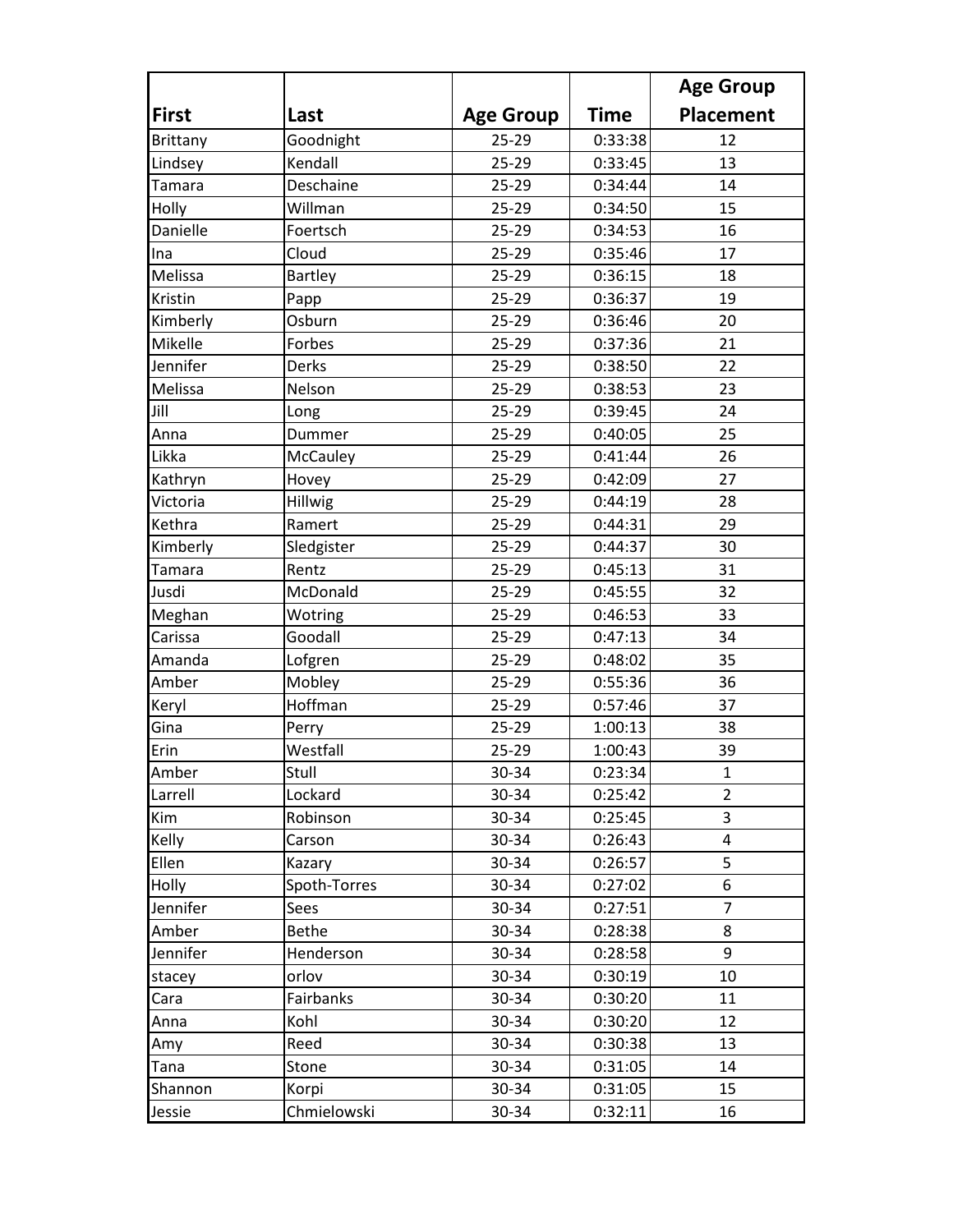| First | Last | Age Group | Time | Age Group Placement |
|---|---|---|---|---|
| Brittany | Goodnight | 25-29 | 0:33:38 | 12 |
| Lindsey | Kendall | 25-29 | 0:33:45 | 13 |
| Tamara | Deschaine | 25-29 | 0:34:44 | 14 |
| Holly | Willman | 25-29 | 0:34:50 | 15 |
| Danielle | Foertsch | 25-29 | 0:34:53 | 16 |
| Ina | Cloud | 25-29 | 0:35:46 | 17 |
| Melissa | Bartley | 25-29 | 0:36:15 | 18 |
| Kristin | Papp | 25-29 | 0:36:37 | 19 |
| Kimberly | Osburn | 25-29 | 0:36:46 | 20 |
| Mikelle | Forbes | 25-29 | 0:37:36 | 21 |
| Jennifer | Derks | 25-29 | 0:38:50 | 22 |
| Melissa | Nelson | 25-29 | 0:38:53 | 23 |
| Jill | Long | 25-29 | 0:39:45 | 24 |
| Anna | Dummer | 25-29 | 0:40:05 | 25 |
| Likka | McCauley | 25-29 | 0:41:44 | 26 |
| Kathryn | Hovey | 25-29 | 0:42:09 | 27 |
| Victoria | Hillwig | 25-29 | 0:44:19 | 28 |
| Kethra | Ramert | 25-29 | 0:44:31 | 29 |
| Kimberly | Sledgister | 25-29 | 0:44:37 | 30 |
| Tamara | Rentz | 25-29 | 0:45:13 | 31 |
| Jusdi | McDonald | 25-29 | 0:45:55 | 32 |
| Meghan | Wotring | 25-29 | 0:46:53 | 33 |
| Carissa | Goodall | 25-29 | 0:47:13 | 34 |
| Amanda | Lofgren | 25-29 | 0:48:02 | 35 |
| Amber | Mobley | 25-29 | 0:55:36 | 36 |
| Keryl | Hoffman | 25-29 | 0:57:46 | 37 |
| Gina | Perry | 25-29 | 1:00:13 | 38 |
| Erin | Westfall | 25-29 | 1:00:43 | 39 |
| Amber | Stull | 30-34 | 0:23:34 | 1 |
| Larrell | Lockard | 30-34 | 0:25:42 | 2 |
| Kim | Robinson | 30-34 | 0:25:45 | 3 |
| Kelly | Carson | 30-34 | 0:26:43 | 4 |
| Ellen | Kazary | 30-34 | 0:26:57 | 5 |
| Holly | Spoth-Torres | 30-34 | 0:27:02 | 6 |
| Jennifer | Sees | 30-34 | 0:27:51 | 7 |
| Amber | Bethe | 30-34 | 0:28:38 | 8 |
| Jennifer | Henderson | 30-34 | 0:28:58 | 9 |
| stacey | orlov | 30-34 | 0:30:19 | 10 |
| Cara | Fairbanks | 30-34 | 0:30:20 | 11 |
| Anna | Kohl | 30-34 | 0:30:20 | 12 |
| Amy | Reed | 30-34 | 0:30:38 | 13 |
| Tana | Stone | 30-34 | 0:31:05 | 14 |
| Shannon | Korpi | 30-34 | 0:31:05 | 15 |
| Jessie | Chmielowski | 30-34 | 0:32:11 | 16 |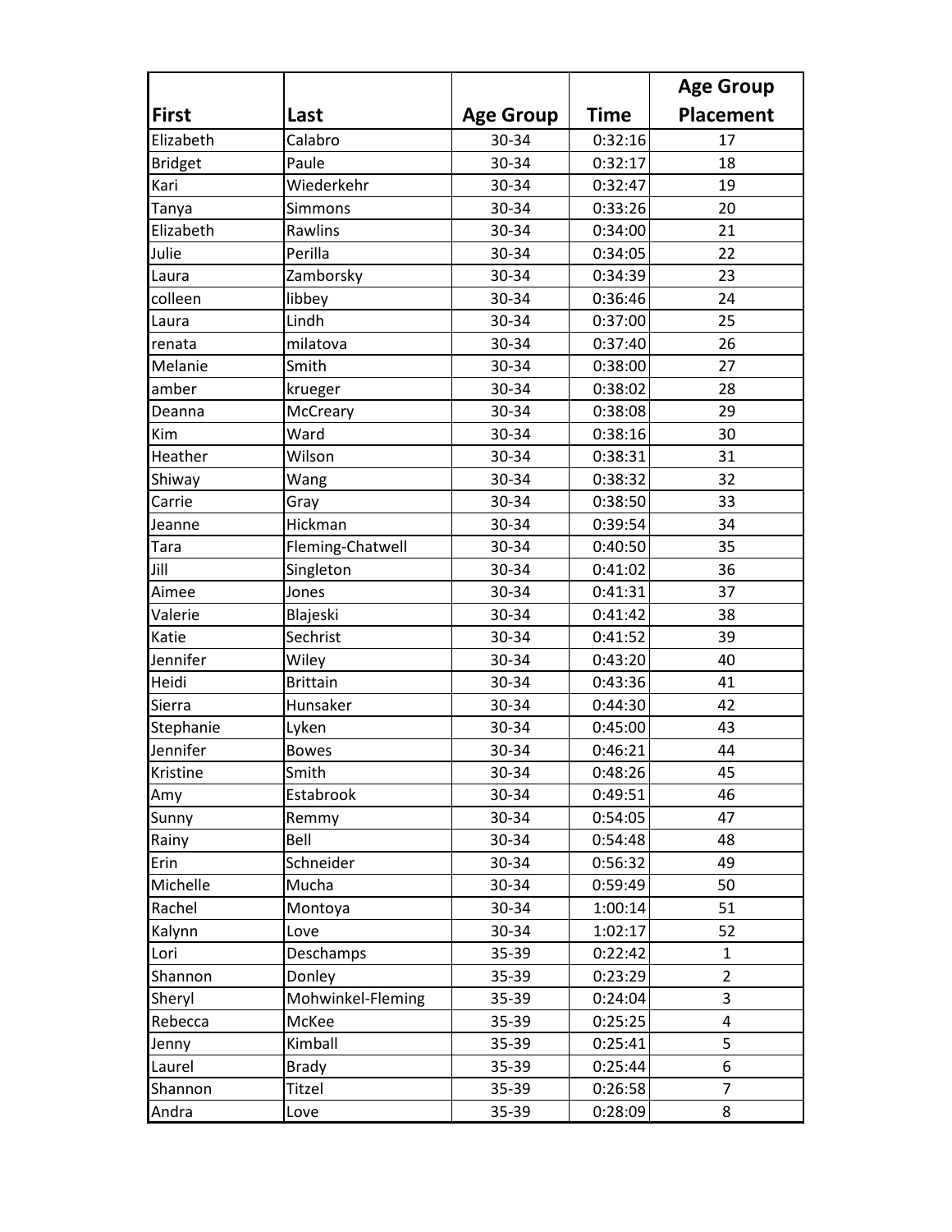| First | Last | Age Group | Time | Age Group Placement |
|---|---|---|---|---|
| Elizabeth | Calabro | 30-34 | 0:32:16 | 17 |
| Bridget | Paule | 30-34 | 0:32:17 | 18 |
| Kari | Wiederkehr | 30-34 | 0:32:47 | 19 |
| Tanya | Simmons | 30-34 | 0:33:26 | 20 |
| Elizabeth | Rawlins | 30-34 | 0:34:00 | 21 |
| Julie | Perilla | 30-34 | 0:34:05 | 22 |
| Laura | Zamborsky | 30-34 | 0:34:39 | 23 |
| colleen | libbey | 30-34 | 0:36:46 | 24 |
| Laura | Lindh | 30-34 | 0:37:00 | 25 |
| renata | milatova | 30-34 | 0:37:40 | 26 |
| Melanie | Smith | 30-34 | 0:38:00 | 27 |
| amber | krueger | 30-34 | 0:38:02 | 28 |
| Deanna | McCreary | 30-34 | 0:38:08 | 29 |
| Kim | Ward | 30-34 | 0:38:16 | 30 |
| Heather | Wilson | 30-34 | 0:38:31 | 31 |
| Shiway | Wang | 30-34 | 0:38:32 | 32 |
| Carrie | Gray | 30-34 | 0:38:50 | 33 |
| Jeanne | Hickman | 30-34 | 0:39:54 | 34 |
| Tara | Fleming-Chatwell | 30-34 | 0:40:50 | 35 |
| Jill | Singleton | 30-34 | 0:41:02 | 36 |
| Aimee | Jones | 30-34 | 0:41:31 | 37 |
| Valerie | Blajeski | 30-34 | 0:41:42 | 38 |
| Katie | Sechrist | 30-34 | 0:41:52 | 39 |
| Jennifer | Wiley | 30-34 | 0:43:20 | 40 |
| Heidi | Brittain | 30-34 | 0:43:36 | 41 |
| Sierra | Hunsaker | 30-34 | 0:44:30 | 42 |
| Stephanie | Lyken | 30-34 | 0:45:00 | 43 |
| Jennifer | Bowes | 30-34 | 0:46:21 | 44 |
| Kristine | Smith | 30-34 | 0:48:26 | 45 |
| Amy | Estabrook | 30-34 | 0:49:51 | 46 |
| Sunny | Remmy | 30-34 | 0:54:05 | 47 |
| Rainy | Bell | 30-34 | 0:54:48 | 48 |
| Erin | Schneider | 30-34 | 0:56:32 | 49 |
| Michelle | Mucha | 30-34 | 0:59:49 | 50 |
| Rachel | Montoya | 30-34 | 1:00:14 | 51 |
| Kalynn | Love | 30-34 | 1:02:17 | 52 |
| Lori | Deschamps | 35-39 | 0:22:42 | 1 |
| Shannon | Donley | 35-39 | 0:23:29 | 2 |
| Sheryl | Mohwinkel-Fleming | 35-39 | 0:24:04 | 3 |
| Rebecca | McKee | 35-39 | 0:25:25 | 4 |
| Jenny | Kimball | 35-39 | 0:25:41 | 5 |
| Laurel | Brady | 35-39 | 0:25:44 | 6 |
| Shannon | Titzel | 35-39 | 0:26:58 | 7 |
| Andra | Love | 35-39 | 0:28:09 | 8 |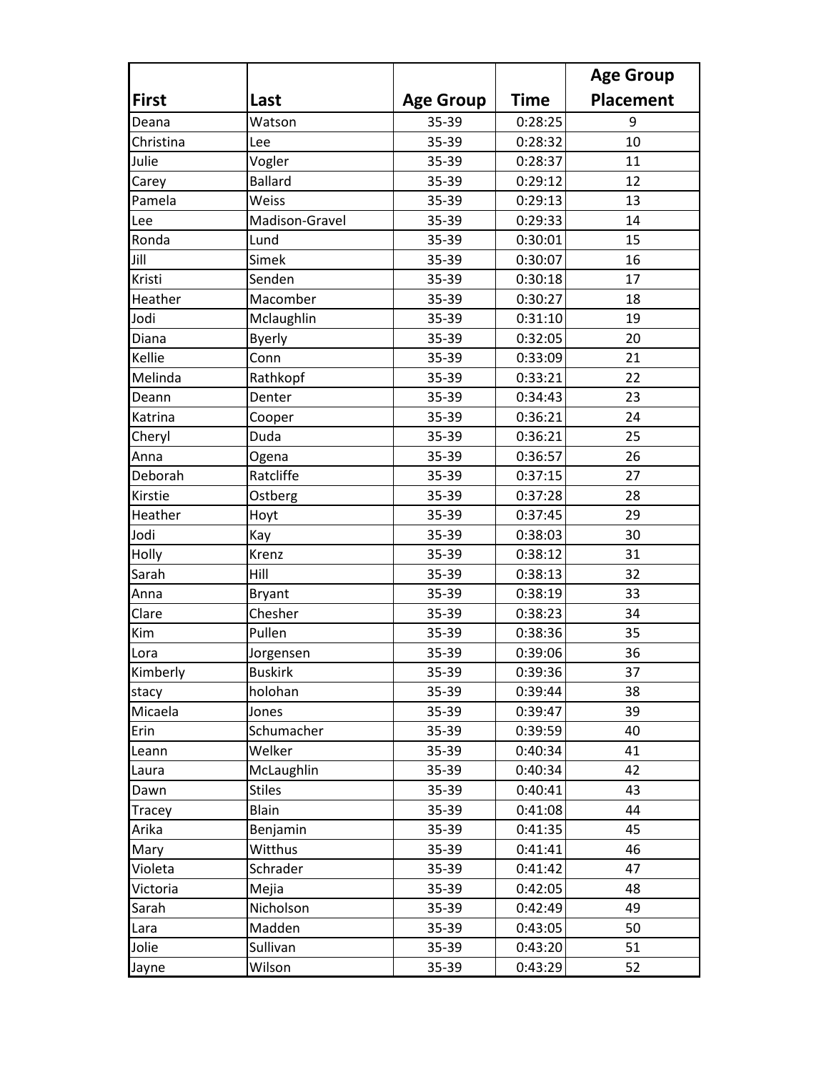| First | Last | Age Group | Time | Age Group Placement |
|---|---|---|---|---|
| Deana | Watson | 35-39 | 0:28:25 | 9 |
| Christina | Lee | 35-39 | 0:28:32 | 10 |
| Julie | Vogler | 35-39 | 0:28:37 | 11 |
| Carey | Ballard | 35-39 | 0:29:12 | 12 |
| Pamela | Weiss | 35-39 | 0:29:13 | 13 |
| Lee | Madison-Gravel | 35-39 | 0:29:33 | 14 |
| Ronda | Lund | 35-39 | 0:30:01 | 15 |
| Jill | Simek | 35-39 | 0:30:07 | 16 |
| Kristi | Senden | 35-39 | 0:30:18 | 17 |
| Heather | Macomber | 35-39 | 0:30:27 | 18 |
| Jodi | Mclaughlin | 35-39 | 0:31:10 | 19 |
| Diana | Byerly | 35-39 | 0:32:05 | 20 |
| Kellie | Conn | 35-39 | 0:33:09 | 21 |
| Melinda | Rathkopf | 35-39 | 0:33:21 | 22 |
| Deann | Denter | 35-39 | 0:34:43 | 23 |
| Katrina | Cooper | 35-39 | 0:36:21 | 24 |
| Cheryl | Duda | 35-39 | 0:36:21 | 25 |
| Anna | Ogena | 35-39 | 0:36:57 | 26 |
| Deborah | Ratcliffe | 35-39 | 0:37:15 | 27 |
| Kirstie | Ostberg | 35-39 | 0:37:28 | 28 |
| Heather | Hoyt | 35-39 | 0:37:45 | 29 |
| Jodi | Kay | 35-39 | 0:38:03 | 30 |
| Holly | Krenz | 35-39 | 0:38:12 | 31 |
| Sarah | Hill | 35-39 | 0:38:13 | 32 |
| Anna | Bryant | 35-39 | 0:38:19 | 33 |
| Clare | Chesher | 35-39 | 0:38:23 | 34 |
| Kim | Pullen | 35-39 | 0:38:36 | 35 |
| Lora | Jorgensen | 35-39 | 0:39:06 | 36 |
| Kimberly | Buskirk | 35-39 | 0:39:36 | 37 |
| stacy | holohan | 35-39 | 0:39:44 | 38 |
| Micaela | Jones | 35-39 | 0:39:47 | 39 |
| Erin | Schumacher | 35-39 | 0:39:59 | 40 |
| Leann | Welker | 35-39 | 0:40:34 | 41 |
| Laura | McLaughlin | 35-39 | 0:40:34 | 42 |
| Dawn | Stiles | 35-39 | 0:40:41 | 43 |
| Tracey | Blain | 35-39 | 0:41:08 | 44 |
| Arika | Benjamin | 35-39 | 0:41:35 | 45 |
| Mary | Witthus | 35-39 | 0:41:41 | 46 |
| Violeta | Schrader | 35-39 | 0:41:42 | 47 |
| Victoria | Mejia | 35-39 | 0:42:05 | 48 |
| Sarah | Nicholson | 35-39 | 0:42:49 | 49 |
| Lara | Madden | 35-39 | 0:43:05 | 50 |
| Jolie | Sullivan | 35-39 | 0:43:20 | 51 |
| Jayne | Wilson | 35-39 | 0:43:29 | 52 |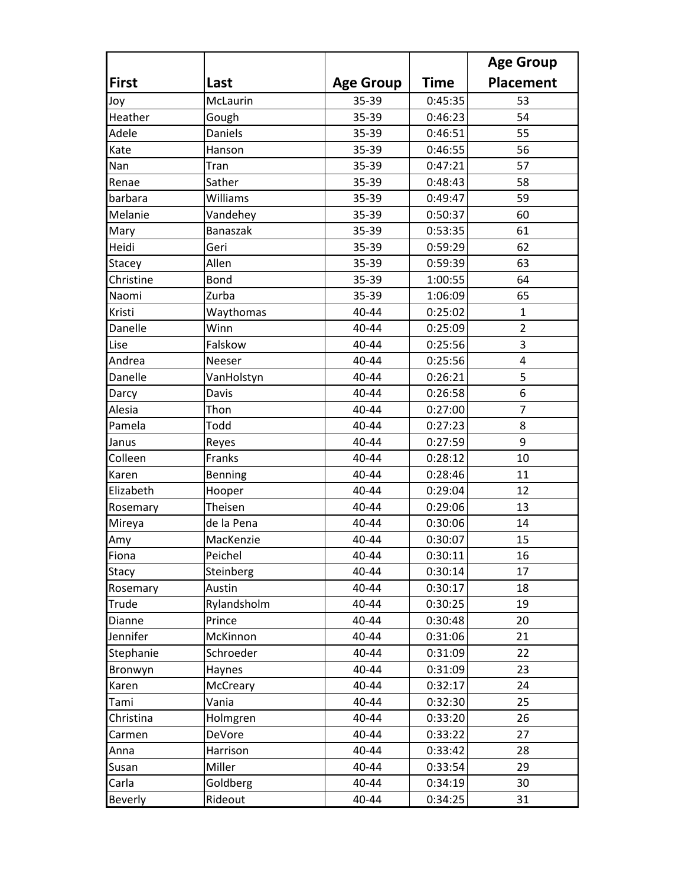| First | Last | Age Group | Time | Age Group Placement |
|---|---|---|---|---|
| Joy | McLaurin | 35-39 | 0:45:35 | 53 |
| Heather | Gough | 35-39 | 0:46:23 | 54 |
| Adele | Daniels | 35-39 | 0:46:51 | 55 |
| Kate | Hanson | 35-39 | 0:46:55 | 56 |
| Nan | Tran | 35-39 | 0:47:21 | 57 |
| Renae | Sather | 35-39 | 0:48:43 | 58 |
| barbara | Williams | 35-39 | 0:49:47 | 59 |
| Melanie | Vandehey | 35-39 | 0:50:37 | 60 |
| Mary | Banaszak | 35-39 | 0:53:35 | 61 |
| Heidi | Geri | 35-39 | 0:59:29 | 62 |
| Stacey | Allen | 35-39 | 0:59:39 | 63 |
| Christine | Bond | 35-39 | 1:00:55 | 64 |
| Naomi | Zurba | 35-39 | 1:06:09 | 65 |
| Kristi | Waythomas | 40-44 | 0:25:02 | 1 |
| Danelle | Winn | 40-44 | 0:25:09 | 2 |
| Lise | Falskow | 40-44 | 0:25:56 | 3 |
| Andrea | Neeser | 40-44 | 0:25:56 | 4 |
| Danelle | VanHolstyn | 40-44 | 0:26:21 | 5 |
| Darcy | Davis | 40-44 | 0:26:58 | 6 |
| Alesia | Thon | 40-44 | 0:27:00 | 7 |
| Pamela | Todd | 40-44 | 0:27:23 | 8 |
| Janus | Reyes | 40-44 | 0:27:59 | 9 |
| Colleen | Franks | 40-44 | 0:28:12 | 10 |
| Karen | Benning | 40-44 | 0:28:46 | 11 |
| Elizabeth | Hooper | 40-44 | 0:29:04 | 12 |
| Rosemary | Theisen | 40-44 | 0:29:06 | 13 |
| Mireya | de la Pena | 40-44 | 0:30:06 | 14 |
| Amy | MacKenzie | 40-44 | 0:30:07 | 15 |
| Fiona | Peichel | 40-44 | 0:30:11 | 16 |
| Stacy | Steinberg | 40-44 | 0:30:14 | 17 |
| Rosemary | Austin | 40-44 | 0:30:17 | 18 |
| Trude | Rylandsholm | 40-44 | 0:30:25 | 19 |
| Dianne | Prince | 40-44 | 0:30:48 | 20 |
| Jennifer | McKinnon | 40-44 | 0:31:06 | 21 |
| Stephanie | Schroeder | 40-44 | 0:31:09 | 22 |
| Bronwyn | Haynes | 40-44 | 0:31:09 | 23 |
| Karen | McCreary | 40-44 | 0:32:17 | 24 |
| Tami | Vania | 40-44 | 0:32:30 | 25 |
| Christina | Holmgren | 40-44 | 0:33:20 | 26 |
| Carmen | DeVore | 40-44 | 0:33:22 | 27 |
| Anna | Harrison | 40-44 | 0:33:42 | 28 |
| Susan | Miller | 40-44 | 0:33:54 | 29 |
| Carla | Goldberg | 40-44 | 0:34:19 | 30 |
| Beverly | Rideout | 40-44 | 0:34:25 | 31 |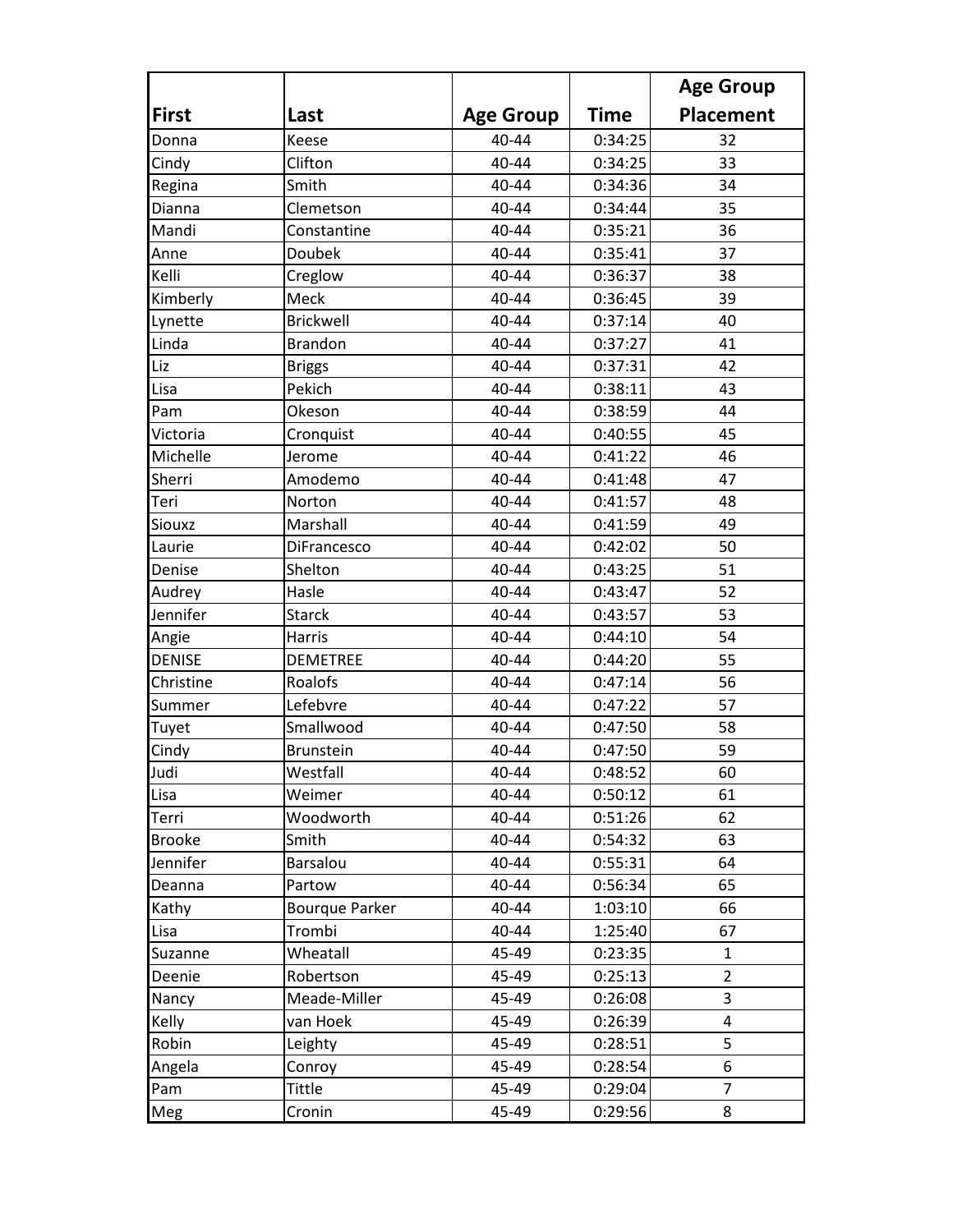| First | Last | Age Group | Time | Age Group Placement |
|---|---|---|---|---|
| Donna | Keese | 40-44 | 0:34:25 | 32 |
| Cindy | Clifton | 40-44 | 0:34:25 | 33 |
| Regina | Smith | 40-44 | 0:34:36 | 34 |
| Dianna | Clemetson | 40-44 | 0:34:44 | 35 |
| Mandi | Constantine | 40-44 | 0:35:21 | 36 |
| Anne | Doubek | 40-44 | 0:35:41 | 37 |
| Kelli | Creglow | 40-44 | 0:36:37 | 38 |
| Kimberly | Meck | 40-44 | 0:36:45 | 39 |
| Lynette | Brickwell | 40-44 | 0:37:14 | 40 |
| Linda | Brandon | 40-44 | 0:37:27 | 41 |
| Liz | Briggs | 40-44 | 0:37:31 | 42 |
| Lisa | Pekich | 40-44 | 0:38:11 | 43 |
| Pam | Okeson | 40-44 | 0:38:59 | 44 |
| Victoria | Cronquist | 40-44 | 0:40:55 | 45 |
| Michelle | Jerome | 40-44 | 0:41:22 | 46 |
| Sherri | Amodemo | 40-44 | 0:41:48 | 47 |
| Teri | Norton | 40-44 | 0:41:57 | 48 |
| Siouxz | Marshall | 40-44 | 0:41:59 | 49 |
| Laurie | DiFrancesco | 40-44 | 0:42:02 | 50 |
| Denise | Shelton | 40-44 | 0:43:25 | 51 |
| Audrey | Hasle | 40-44 | 0:43:47 | 52 |
| Jennifer | Starck | 40-44 | 0:43:57 | 53 |
| Angie | Harris | 40-44 | 0:44:10 | 54 |
| DENISE | DEMETREE | 40-44 | 0:44:20 | 55 |
| Christine | Roalofs | 40-44 | 0:47:14 | 56 |
| Summer | Lefebvre | 40-44 | 0:47:22 | 57 |
| Tuyet | Smallwood | 40-44 | 0:47:50 | 58 |
| Cindy | Brunstein | 40-44 | 0:47:50 | 59 |
| Judi | Westfall | 40-44 | 0:48:52 | 60 |
| Lisa | Weimer | 40-44 | 0:50:12 | 61 |
| Terri | Woodworth | 40-44 | 0:51:26 | 62 |
| Brooke | Smith | 40-44 | 0:54:32 | 63 |
| Jennifer | Barsalou | 40-44 | 0:55:31 | 64 |
| Deanna | Partow | 40-44 | 0:56:34 | 65 |
| Kathy | Bourque Parker | 40-44 | 1:03:10 | 66 |
| Lisa | Trombi | 40-44 | 1:25:40 | 67 |
| Suzanne | Wheatall | 45-49 | 0:23:35 | 1 |
| Deenie | Robertson | 45-49 | 0:25:13 | 2 |
| Nancy | Meade-Miller | 45-49 | 0:26:08 | 3 |
| Kelly | van Hoek | 45-49 | 0:26:39 | 4 |
| Robin | Leighty | 45-49 | 0:28:51 | 5 |
| Angela | Conroy | 45-49 | 0:28:54 | 6 |
| Pam | Tittle | 45-49 | 0:29:04 | 7 |
| Meg | Cronin | 45-49 | 0:29:56 | 8 |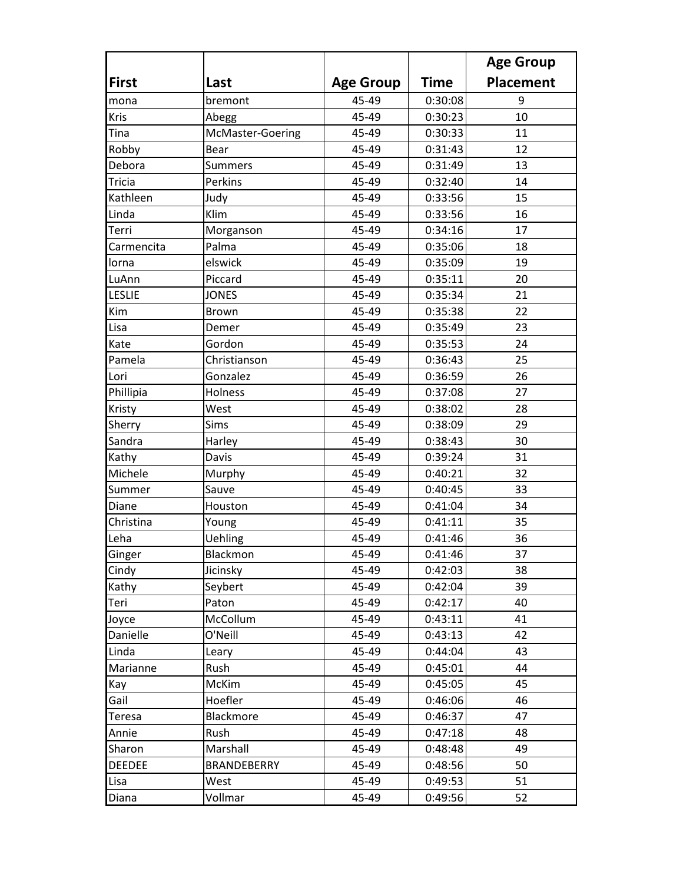| First | Last | Age Group | Time | Age Group Placement |
|---|---|---|---|---|
| mona | bremont | 45-49 | 0:30:08 | 9 |
| Kris | Abegg | 45-49 | 0:30:23 | 10 |
| Tina | McMaster-Goering | 45-49 | 0:30:33 | 11 |
| Robby | Bear | 45-49 | 0:31:43 | 12 |
| Debora | Summers | 45-49 | 0:31:49 | 13 |
| Tricia | Perkins | 45-49 | 0:32:40 | 14 |
| Kathleen | Judy | 45-49 | 0:33:56 | 15 |
| Linda | Klim | 45-49 | 0:33:56 | 16 |
| Terri | Morganson | 45-49 | 0:34:16 | 17 |
| Carmencita | Palma | 45-49 | 0:35:06 | 18 |
| lorna | elswick | 45-49 | 0:35:09 | 19 |
| LuAnn | Piccard | 45-49 | 0:35:11 | 20 |
| LESLIE | JONES | 45-49 | 0:35:34 | 21 |
| Kim | Brown | 45-49 | 0:35:38 | 22 |
| Lisa | Demer | 45-49 | 0:35:49 | 23 |
| Kate | Gordon | 45-49 | 0:35:53 | 24 |
| Pamela | Christianson | 45-49 | 0:36:43 | 25 |
| Lori | Gonzalez | 45-49 | 0:36:59 | 26 |
| Phillipia | Holness | 45-49 | 0:37:08 | 27 |
| Kristy | West | 45-49 | 0:38:02 | 28 |
| Sherry | Sims | 45-49 | 0:38:09 | 29 |
| Sandra | Harley | 45-49 | 0:38:43 | 30 |
| Kathy | Davis | 45-49 | 0:39:24 | 31 |
| Michele | Murphy | 45-49 | 0:40:21 | 32 |
| Summer | Sauve | 45-49 | 0:40:45 | 33 |
| Diane | Houston | 45-49 | 0:41:04 | 34 |
| Christina | Young | 45-49 | 0:41:11 | 35 |
| Leha | Uehling | 45-49 | 0:41:46 | 36 |
| Ginger | Blackmon | 45-49 | 0:41:46 | 37 |
| Cindy | Jicinsky | 45-49 | 0:42:03 | 38 |
| Kathy | Seybert | 45-49 | 0:42:04 | 39 |
| Teri | Paton | 45-49 | 0:42:17 | 40 |
| Joyce | McCollum | 45-49 | 0:43:11 | 41 |
| Danielle | O'Neill | 45-49 | 0:43:13 | 42 |
| Linda | Leary | 45-49 | 0:44:04 | 43 |
| Marianne | Rush | 45-49 | 0:45:01 | 44 |
| Kay | McKim | 45-49 | 0:45:05 | 45 |
| Gail | Hoefler | 45-49 | 0:46:06 | 46 |
| Teresa | Blackmore | 45-49 | 0:46:37 | 47 |
| Annie | Rush | 45-49 | 0:47:18 | 48 |
| Sharon | Marshall | 45-49 | 0:48:48 | 49 |
| DEEDEE | BRANDEBERRY | 45-49 | 0:48:56 | 50 |
| Lisa | West | 45-49 | 0:49:53 | 51 |
| Diana | Vollmar | 45-49 | 0:49:56 | 52 |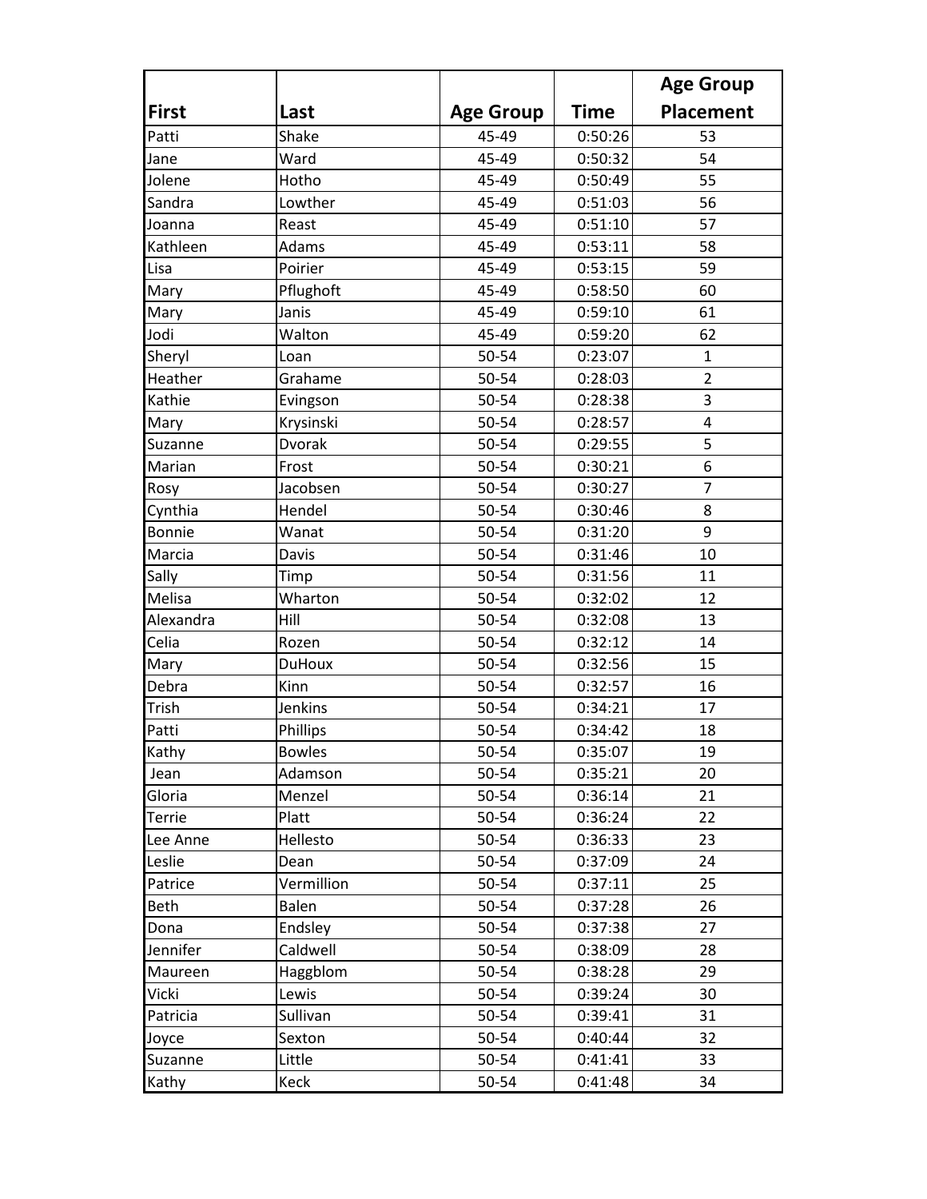| First | Last | Age Group | Time | Age Group Placement |
|---|---|---|---|---|
| Patti | Shake | 45-49 | 0:50:26 | 53 |
| Jane | Ward | 45-49 | 0:50:32 | 54 |
| Jolene | Hotho | 45-49 | 0:50:49 | 55 |
| Sandra | Lowther | 45-49 | 0:51:03 | 56 |
| Joanna | Reast | 45-49 | 0:51:10 | 57 |
| Kathleen | Adams | 45-49 | 0:53:11 | 58 |
| Lisa | Poirier | 45-49 | 0:53:15 | 59 |
| Mary | Pflughoft | 45-49 | 0:58:50 | 60 |
| Mary | Janis | 45-49 | 0:59:10 | 61 |
| Jodi | Walton | 45-49 | 0:59:20 | 62 |
| Sheryl | Loan | 50-54 | 0:23:07 | 1 |
| Heather | Grahame | 50-54 | 0:28:03 | 2 |
| Kathie | Evingson | 50-54 | 0:28:38 | 3 |
| Mary | Krysinski | 50-54 | 0:28:57 | 4 |
| Suzanne | Dvorak | 50-54 | 0:29:55 | 5 |
| Marian | Frost | 50-54 | 0:30:21 | 6 |
| Rosy | Jacobsen | 50-54 | 0:30:27 | 7 |
| Cynthia | Hendel | 50-54 | 0:30:46 | 8 |
| Bonnie | Wanat | 50-54 | 0:31:20 | 9 |
| Marcia | Davis | 50-54 | 0:31:46 | 10 |
| Sally | Timp | 50-54 | 0:31:56 | 11 |
| Melisa | Wharton | 50-54 | 0:32:02 | 12 |
| Alexandra | Hill | 50-54 | 0:32:08 | 13 |
| Celia | Rozen | 50-54 | 0:32:12 | 14 |
| Mary | DuHoux | 50-54 | 0:32:56 | 15 |
| Debra | Kinn | 50-54 | 0:32:57 | 16 |
| Trish | Jenkins | 50-54 | 0:34:21 | 17 |
| Patti | Phillips | 50-54 | 0:34:42 | 18 |
| Kathy | Bowles | 50-54 | 0:35:07 | 19 |
| Jean | Adamson | 50-54 | 0:35:21 | 20 |
| Gloria | Menzel | 50-54 | 0:36:14 | 21 |
| Terrie | Platt | 50-54 | 0:36:24 | 22 |
| Lee Anne | Hellesto | 50-54 | 0:36:33 | 23 |
| Leslie | Dean | 50-54 | 0:37:09 | 24 |
| Patrice | Vermillion | 50-54 | 0:37:11 | 25 |
| Beth | Balen | 50-54 | 0:37:28 | 26 |
| Dona | Endsley | 50-54 | 0:37:38 | 27 |
| Jennifer | Caldwell | 50-54 | 0:38:09 | 28 |
| Maureen | Haggblom | 50-54 | 0:38:28 | 29 |
| Vicki | Lewis | 50-54 | 0:39:24 | 30 |
| Patricia | Sullivan | 50-54 | 0:39:41 | 31 |
| Joyce | Sexton | 50-54 | 0:40:44 | 32 |
| Suzanne | Little | 50-54 | 0:41:41 | 33 |
| Kathy | Keck | 50-54 | 0:41:48 | 34 |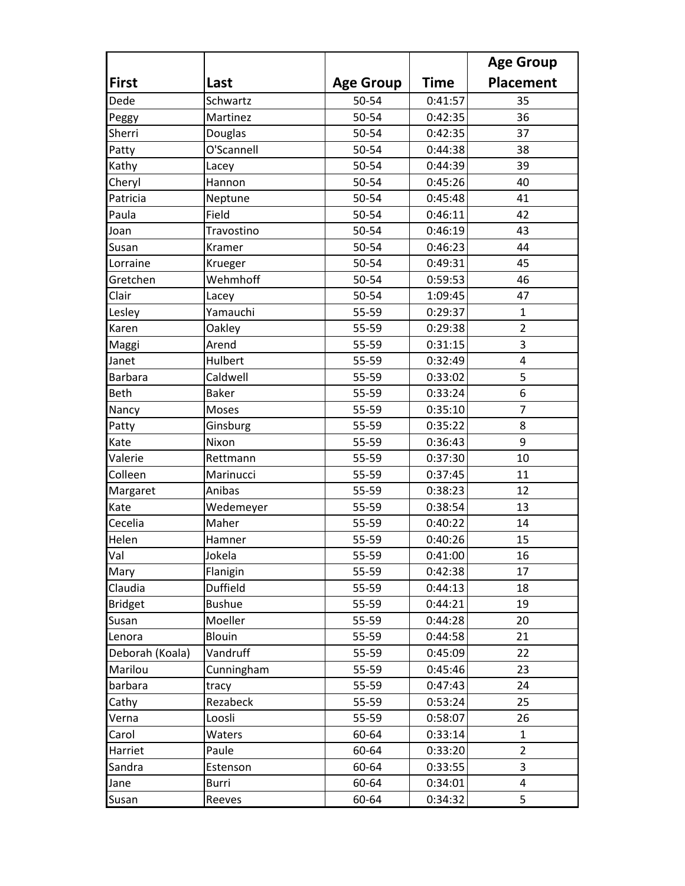| First | Last | Age Group | Time | Age Group Placement |
|---|---|---|---|---|
| Dede | Schwartz | 50-54 | 0:41:57 | 35 |
| Peggy | Martinez | 50-54 | 0:42:35 | 36 |
| Sherri | Douglas | 50-54 | 0:42:35 | 37 |
| Patty | O'Scannell | 50-54 | 0:44:38 | 38 |
| Kathy | Lacey | 50-54 | 0:44:39 | 39 |
| Cheryl | Hannon | 50-54 | 0:45:26 | 40 |
| Patricia | Neptune | 50-54 | 0:45:48 | 41 |
| Paula | Field | 50-54 | 0:46:11 | 42 |
| Joan | Travostino | 50-54 | 0:46:19 | 43 |
| Susan | Kramer | 50-54 | 0:46:23 | 44 |
| Lorraine | Krueger | 50-54 | 0:49:31 | 45 |
| Gretchen | Wehmhoff | 50-54 | 0:59:53 | 46 |
| Clair | Lacey | 50-54 | 1:09:45 | 47 |
| Lesley | Yamauchi | 55-59 | 0:29:37 | 1 |
| Karen | Oakley | 55-59 | 0:29:38 | 2 |
| Maggi | Arend | 55-59 | 0:31:15 | 3 |
| Janet | Hulbert | 55-59 | 0:32:49 | 4 |
| Barbara | Caldwell | 55-59 | 0:33:02 | 5 |
| Beth | Baker | 55-59 | 0:33:24 | 6 |
| Nancy | Moses | 55-59 | 0:35:10 | 7 |
| Patty | Ginsburg | 55-59 | 0:35:22 | 8 |
| Kate | Nixon | 55-59 | 0:36:43 | 9 |
| Valerie | Rettmann | 55-59 | 0:37:30 | 10 |
| Colleen | Marinucci | 55-59 | 0:37:45 | 11 |
| Margaret | Anibas | 55-59 | 0:38:23 | 12 |
| Kate | Wedemeyer | 55-59 | 0:38:54 | 13 |
| Cecelia | Maher | 55-59 | 0:40:22 | 14 |
| Helen | Hamner | 55-59 | 0:40:26 | 15 |
| Val | Jokela | 55-59 | 0:41:00 | 16 |
| Mary | Flanigin | 55-59 | 0:42:38 | 17 |
| Claudia | Duffield | 55-59 | 0:44:13 | 18 |
| Bridget | Bushue | 55-59 | 0:44:21 | 19 |
| Susan | Moeller | 55-59 | 0:44:28 | 20 |
| Lenora | Blouin | 55-59 | 0:44:58 | 21 |
| Deborah (Koala) | Vandruff | 55-59 | 0:45:09 | 22 |
| Marilou | Cunningham | 55-59 | 0:45:46 | 23 |
| barbara | tracy | 55-59 | 0:47:43 | 24 |
| Cathy | Rezabeck | 55-59 | 0:53:24 | 25 |
| Verna | Loosli | 55-59 | 0:58:07 | 26 |
| Carol | Waters | 60-64 | 0:33:14 | 1 |
| Harriet | Paule | 60-64 | 0:33:20 | 2 |
| Sandra | Estenson | 60-64 | 0:33:55 | 3 |
| Jane | Burri | 60-64 | 0:34:01 | 4 |
| Susan | Reeves | 60-64 | 0:34:32 | 5 |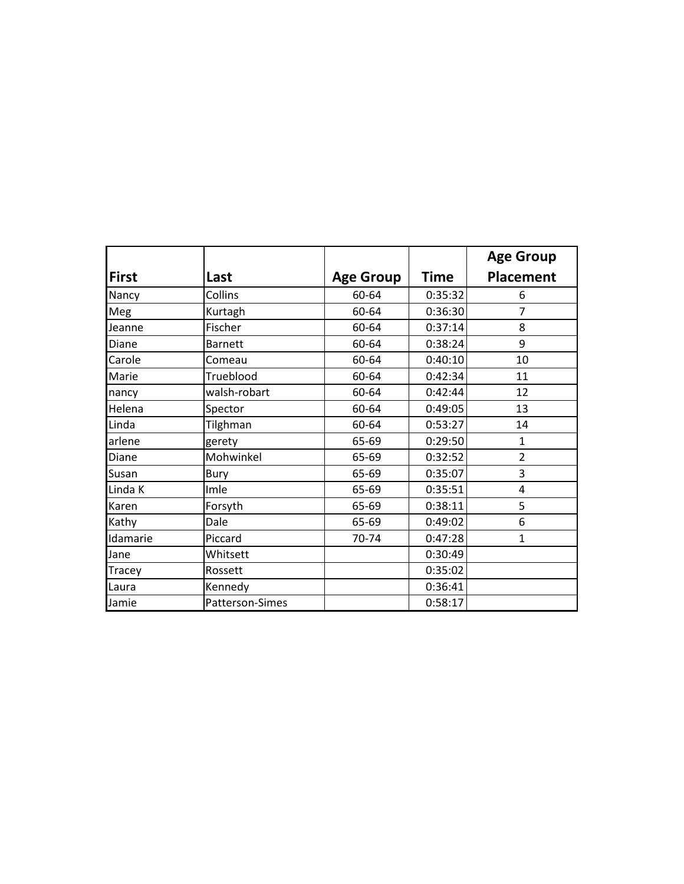| First | Last | Age Group | Time | Age Group Placement |
|---|---|---|---|---|
| Nancy | Collins | 60-64 | 0:35:32 | 6 |
| Meg | Kurtagh | 60-64 | 0:36:30 | 7 |
| Jeanne | Fischer | 60-64 | 0:37:14 | 8 |
| Diane | Barnett | 60-64 | 0:38:24 | 9 |
| Carole | Comeau | 60-64 | 0:40:10 | 10 |
| Marie | Trueblood | 60-64 | 0:42:34 | 11 |
| nancy | walsh-robart | 60-64 | 0:42:44 | 12 |
| Helena | Spector | 60-64 | 0:49:05 | 13 |
| Linda | Tilghman | 60-64 | 0:53:27 | 14 |
| arlene | gerety | 65-69 | 0:29:50 | 1 |
| Diane | Mohwinkel | 65-69 | 0:32:52 | 2 |
| Susan | Bury | 65-69 | 0:35:07 | 3 |
| Linda K | Imle | 65-69 | 0:35:51 | 4 |
| Karen | Forsyth | 65-69 | 0:38:11 | 5 |
| Kathy | Dale | 65-69 | 0:49:02 | 6 |
| Idamarie | Piccard | 70-74 | 0:47:28 | 1 |
| Jane | Whitsett | | 0:30:49 | |
| Tracey | Rossett | | 0:35:02 | |
| Laura | Kennedy | | 0:36:41 | |
| Jamie | Patterson-Simes | | 0:58:17 | |